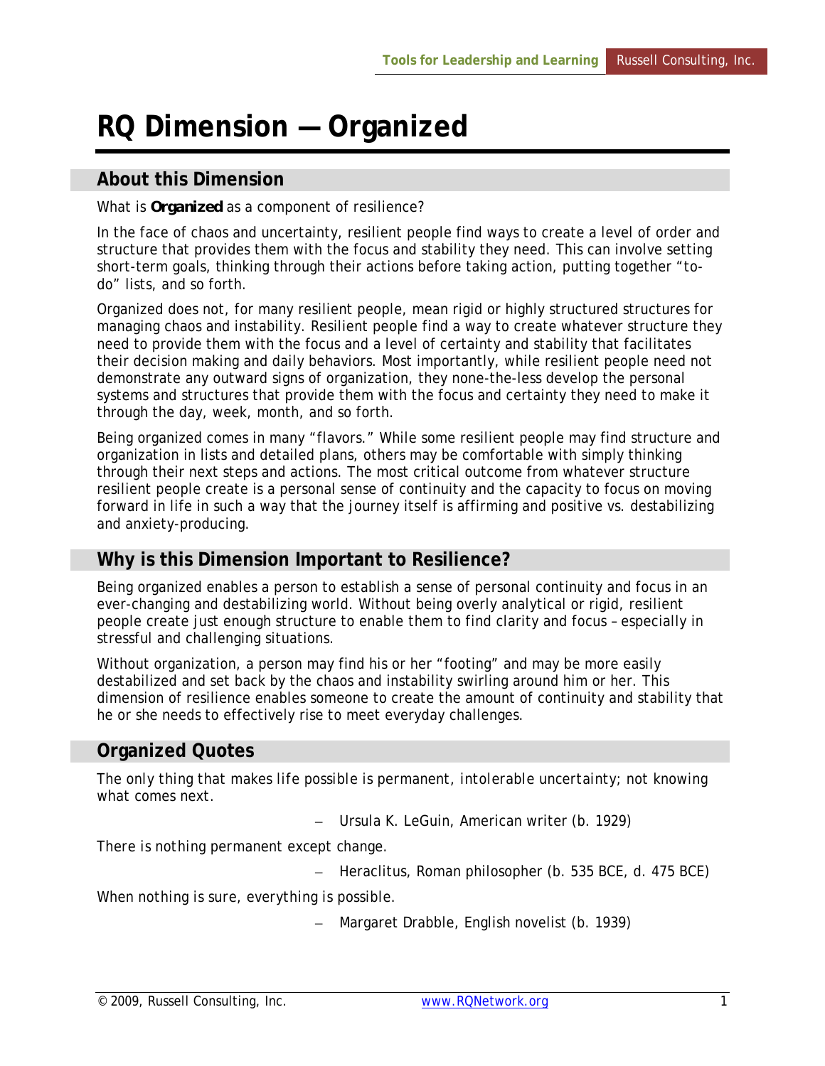# RQ Dimension — Organized

## About this Dimension

What is ***Organized*** as a component of resilience?

In the face of chaos and uncertainty, resilient people find ways to create a level of order and structure that provides them with the focus and stability they need. This can involve setting short-term goals, thinking through their actions before taking action, putting together "to-do" lists, and so forth.

Organized does not, for many resilient people, mean rigid or highly structured structures for managing chaos and instability. Resilient people find a way to create whatever structure they need to provide them with the focus and a level of certainty and stability that facilitates their decision making and daily behaviors. Most importantly, while resilient people need not demonstrate any outward signs of organization, they none-the-less develop the personal systems and structures that provide them with the focus and certainty they need to make it through the day, week, month, and so forth.

Being organized comes in many "flavors." While some resilient people may find structure and organization in lists and detailed plans, others may be comfortable with simply thinking through their next steps and actions. The most critical outcome from whatever structure resilient people create is a personal sense of continuity and the capacity to focus on moving forward in life in such a way that the journey itself is affirming and positive vs. destabilizing and anxiety-producing.

## Why is this Dimension Important to Resilience?

Being organized enables a person to establish a sense of personal continuity and focus in an ever-changing and destabilizing world. Without being overly analytical or rigid, resilient people create just enough structure to enable them to find clarity and focus – especially in stressful and challenging situations.

Without organization, a person may find his or her "footing" and may be more easily destabilized and set back by the chaos and instability swirling around him or her. This dimension of resilience enables someone to create the amount of continuity and stability that he or she needs to effectively rise to meet everyday challenges.

## Organized Quotes

The only thing that makes life possible is permanent, intolerable uncertainty; not knowing what comes next.

– Ursula K. LeGuin, American writer (b. 1929)

There is nothing permanent except change.

– Heraclitus, Roman philosopher (b. 535 BCE, d. 475 BCE)

When nothing is sure, everything is possible.

– Margaret Drabble, English novelist (b. 1939)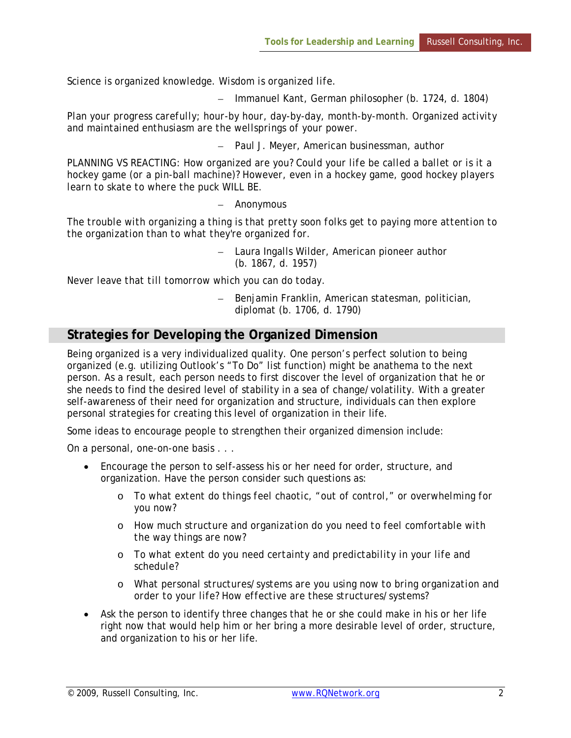Science is organized knowledge. Wisdom is organized life.

– Immanuel Kant, German philosopher (b. 1724, d. 1804)

Plan your progress carefully; hour-by hour, day-by-day, month-by-month. Organized activity and maintained enthusiasm are the wellsprings of your power.

– Paul J. Meyer, American businessman, author

PLANNING VS REACTING: How organized are you? Could your life be called a ballet or is it a hockey game (or a pin-ball machine)? However, even in a hockey game, good hockey players learn to skate to where the puck WILL BE.

– Anonymous

The trouble with organizing a thing is that pretty soon folks get to paying more attention to the organization than to what they're organized for.

– Laura Ingalls Wilder, American pioneer author (b. 1867, d. 1957)

Never leave that till tomorrow which you can do today.

– Benjamin Franklin, American statesman, politician, diplomat (b. 1706, d. 1790)

## Strategies for Developing the Organized Dimension

Being organized is a very individualized quality. One person's perfect solution to being organized (e.g. utilizing Outlook's "To Do" list function) might be anathema to the next person. As a result, each person needs to first discover the level of organization that he or she needs to find the desired level of stability in a sea of change/volatility. With a greater self-awareness of their need for organization and structure, individuals can then explore personal strategies for creating this level of organization in their life.

Some ideas to encourage people to strengthen their organized dimension include:

On a personal, one-on-one basis . . .

- Encourage the person to self-assess his or her need for order, structure, and organization. Have the person consider such questions as:
  - To what extent do things feel chaotic, "out of control," or overwhelming for you now?
  - How much structure and organization do you need to feel comfortable with the way things are now?
  - To what extent do you need certainty and predictability in your life and schedule?
  - What personal structures/systems are you using now to bring organization and order to your life? How effective are these structures/systems?
- Ask the person to identify three changes that he or she could make in his or her life right now that would help him or her bring a more desirable level of order, structure, and organization to his or her life.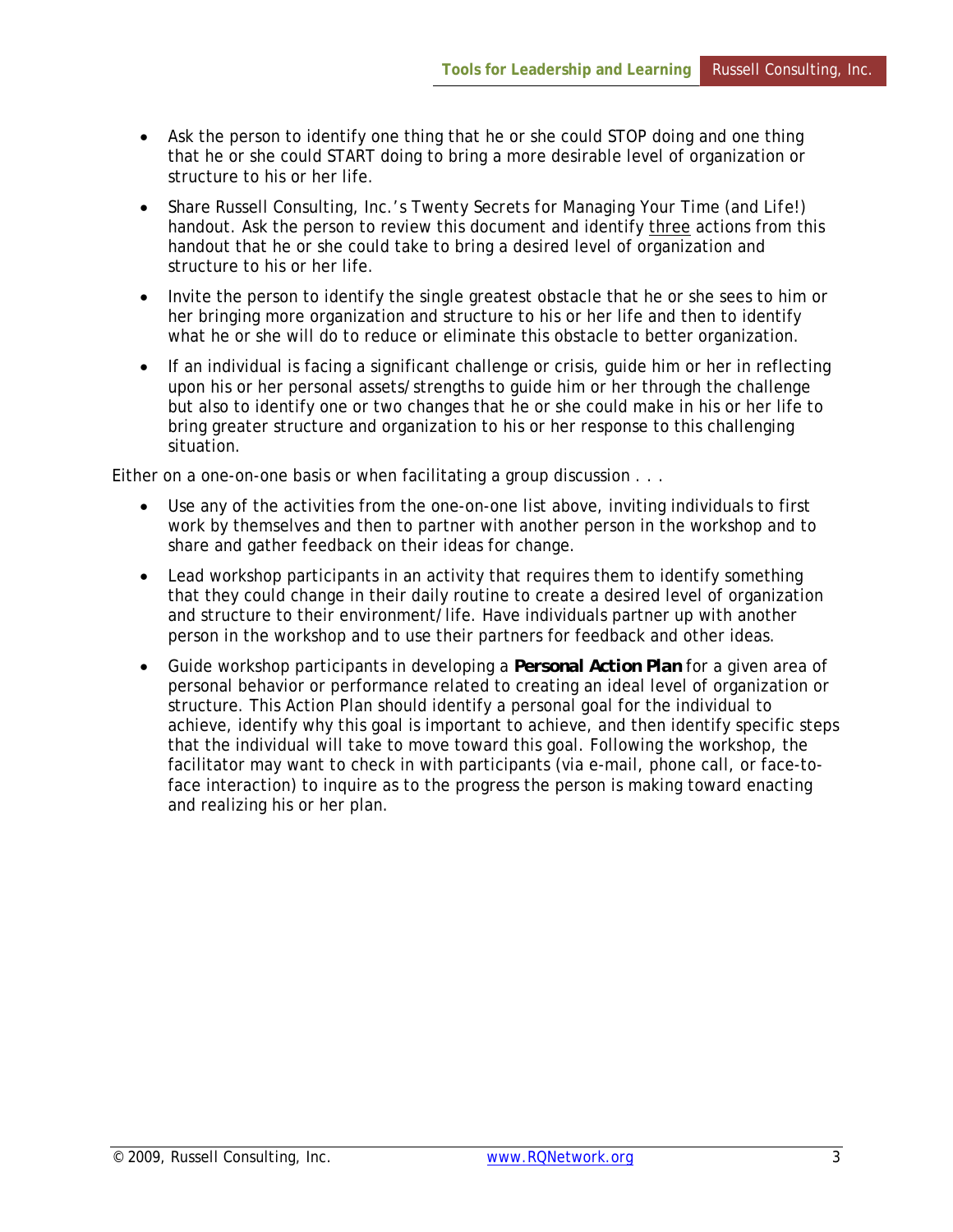- Ask the person to identify one thing that he or she could STOP doing and one thing that he or she could START doing to bring a more desirable level of organization or structure to his or her life.
- Share Russell Consulting, Inc.'s Twenty Secrets for Managing Your Time (and Life!) handout. Ask the person to review this document and identify <u>three</u> actions from this handout that he or she could take to bring a desired level of organization and structure to his or her life.
- Invite the person to identify the single greatest obstacle that he or she sees to him or her bringing more organization and structure to his or her life and then to identify what he or she will do to reduce or eliminate this obstacle to better organization.
- If an individual is facing a significant challenge or crisis, guide him or her in reflecting upon his or her personal assets/strengths to guide him or her through the challenge but also to identify one or two changes that he or she could make in his or her life to bring greater structure and organization to his or her response to this challenging situation.

Either on a one-on-one basis or when facilitating a group discussion . . .

- Use any of the activities from the one-on-one list above, inviting individuals to first work by themselves and then to partner with another person in the workshop and to share and gather feedback on their ideas for change.
- Lead workshop participants in an activity that requires them to identify something that they could change in their daily routine to create a desired level of organization and structure to their environment/life. Have individuals partner up with another person in the workshop and to use their partners for feedback and other ideas.
- Guide workshop participants in developing a **Personal Action Plan** for a given area of personal behavior or performance related to creating an ideal level of organization or structure. This Action Plan should identify a personal goal for the individual to achieve, identify why this goal is important to achieve, and then identify specific steps that the individual will take to move toward this goal. Following the workshop, the facilitator may want to check in with participants (via e-mail, phone call, or face-to-face interaction) to inquire as to the progress the person is making toward enacting and realizing his or her plan.